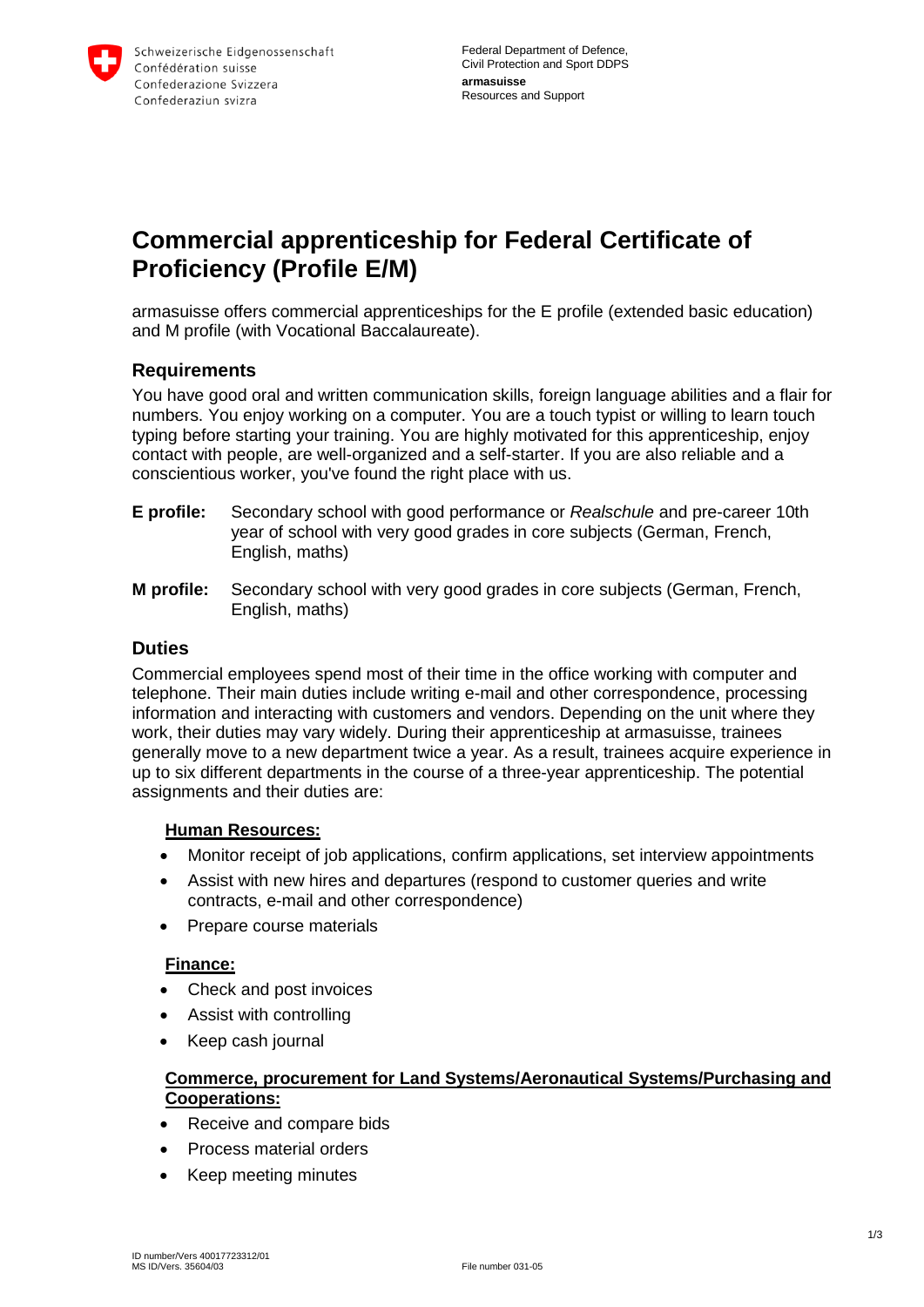Schweizerische Eidgenossenschaft
Confédération suisse
Confederazione Svizzera
Confederaziun svizra

Federal Department of Defence,
Civil Protection and Sport DDPS
**armasuisse**
Resources and Support

# Commercial apprenticeship for Federal Certificate of Proficiency (Profile E/M)

armasuisse offers commercial apprenticeships for the E profile (extended basic education) and M profile (with Vocational Baccalaureate).

## Requirements

You have good oral and written communication skills, foreign language abilities and a flair for numbers. You enjoy working on a computer. You are a touch typist or willing to learn touch typing before starting your training. You are highly motivated for this apprenticeship, enjoy contact with people, are well-organized and a self-starter. If you are also reliable and a conscientious worker, you've found the right place with us.

**E profile:** Secondary school with good performance or *Realschule* and pre-career 10th year of school with very good grades in core subjects (German, French, English, maths)

**M profile:** Secondary school with very good grades in core subjects (German, French, English, maths)

## Duties

Commercial employees spend most of their time in the office working with computer and telephone. Their main duties include writing e-mail and other correspondence, processing information and interacting with customers and vendors. Depending on the unit where they work, their duties may vary widely. During their apprenticeship at armasuisse, trainees generally move to a new department twice a year. As a result, trainees acquire experience in up to six different departments in the course of a three-year apprenticeship. The potential assignments and their duties are:

### Human Resources:

- Monitor receipt of job applications, confirm applications, set interview appointments
- Assist with new hires and departures (respond to customer queries and write contracts, e-mail and other correspondence)
- Prepare course materials

### Finance:

- Check and post invoices
- Assist with controlling
- Keep cash journal

### Commerce, procurement for Land Systems/Aeronautical Systems/Purchasing and Cooperations:

- Receive and compare bids
- Process material orders
- Keep meeting minutes

ID number/Vers 40017723312/01
MS ID/Vers. 35604/03
File number 031-05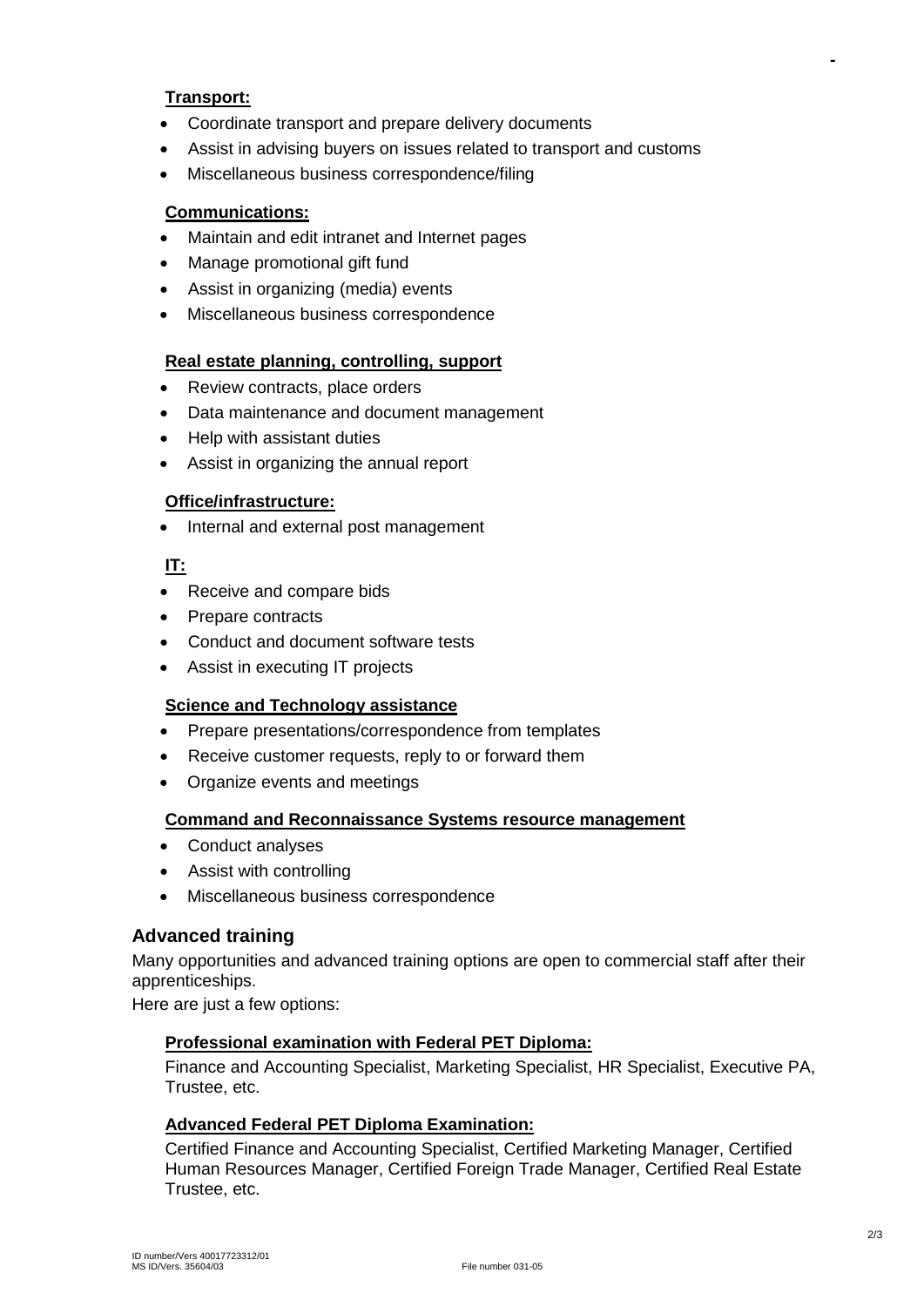**Transport:**

- Coordinate transport and prepare delivery documents
- Assist in advising buyers on issues related to transport and customs
- Miscellaneous business correspondence/filing

**Communications:**

- Maintain and edit intranet and Internet pages
- Manage promotional gift fund
- Assist in organizing (media) events
- Miscellaneous business correspondence

**Real estate planning, controlling, support**

- Review contracts, place orders
- Data maintenance and document management
- Help with assistant duties
- Assist in organizing the annual report

**Office/infrastructure:**

- Internal and external post management

**IT:**

- Receive and compare bids
- Prepare contracts
- Conduct and document software tests
- Assist in executing IT projects

**Science and Technology assistance**

- Prepare presentations/correspondence from templates
- Receive customer requests, reply to or forward them
- Organize events and meetings

**Command and Reconnaissance Systems resource management**

- Conduct analyses
- Assist with controlling
- Miscellaneous business correspondence

## Advanced training

Many opportunities and advanced training options are open to commercial staff after their apprenticeships.

Here are just a few options:

**Professional examination with Federal PET Diploma:**

Finance and Accounting Specialist, Marketing Specialist, HR Specialist, Executive PA, Trustee, etc.

**Advanced Federal PET Diploma Examination:**

Certified Finance and Accounting Specialist, Certified Marketing Manager, Certified Human Resources Manager, Certified Foreign Trade Manager, Certified Real Estate Trustee, etc.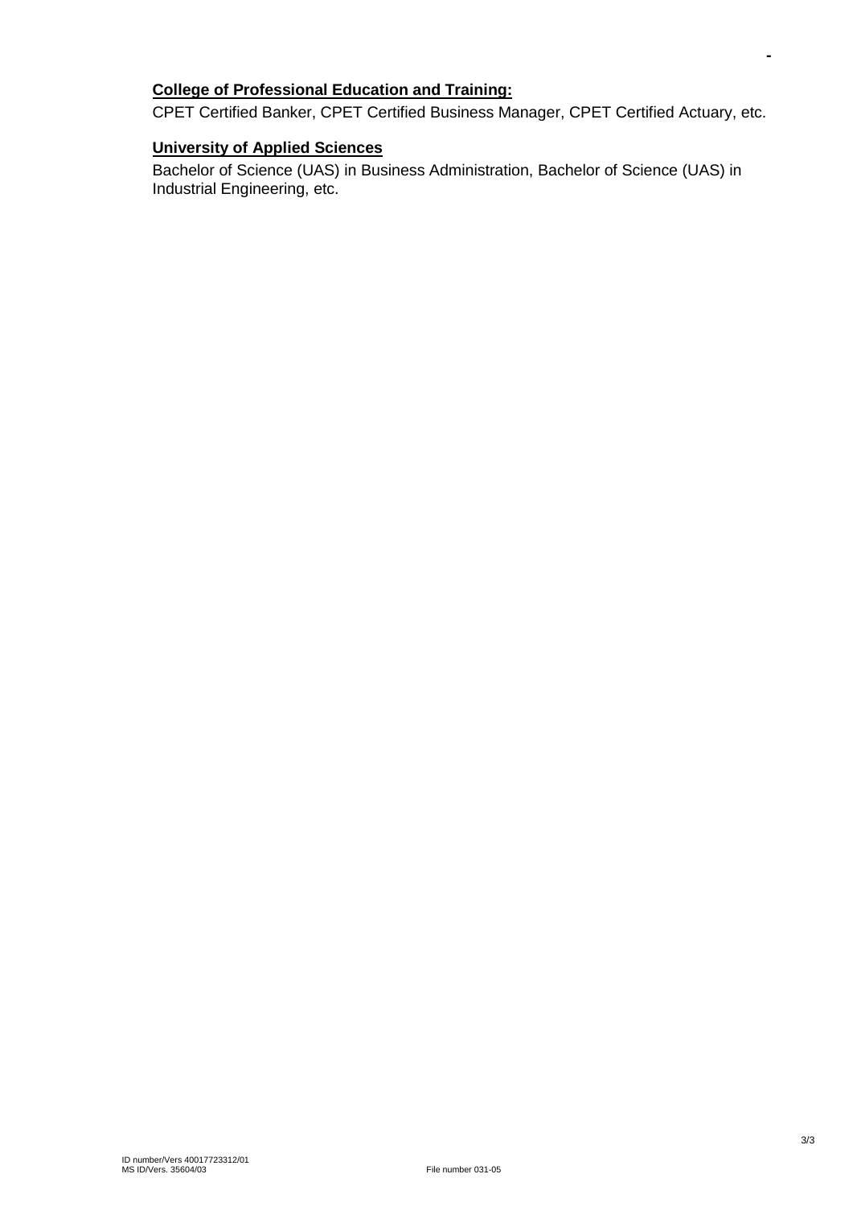**College of Professional Education and Training:**

CPET Certified Banker, CPET Certified Business Manager, CPET Certified Actuary, etc.

**University of Applied Sciences**

Bachelor of Science (UAS) in Business Administration, Bachelor of Science (UAS) in Industrial Engineering, etc.